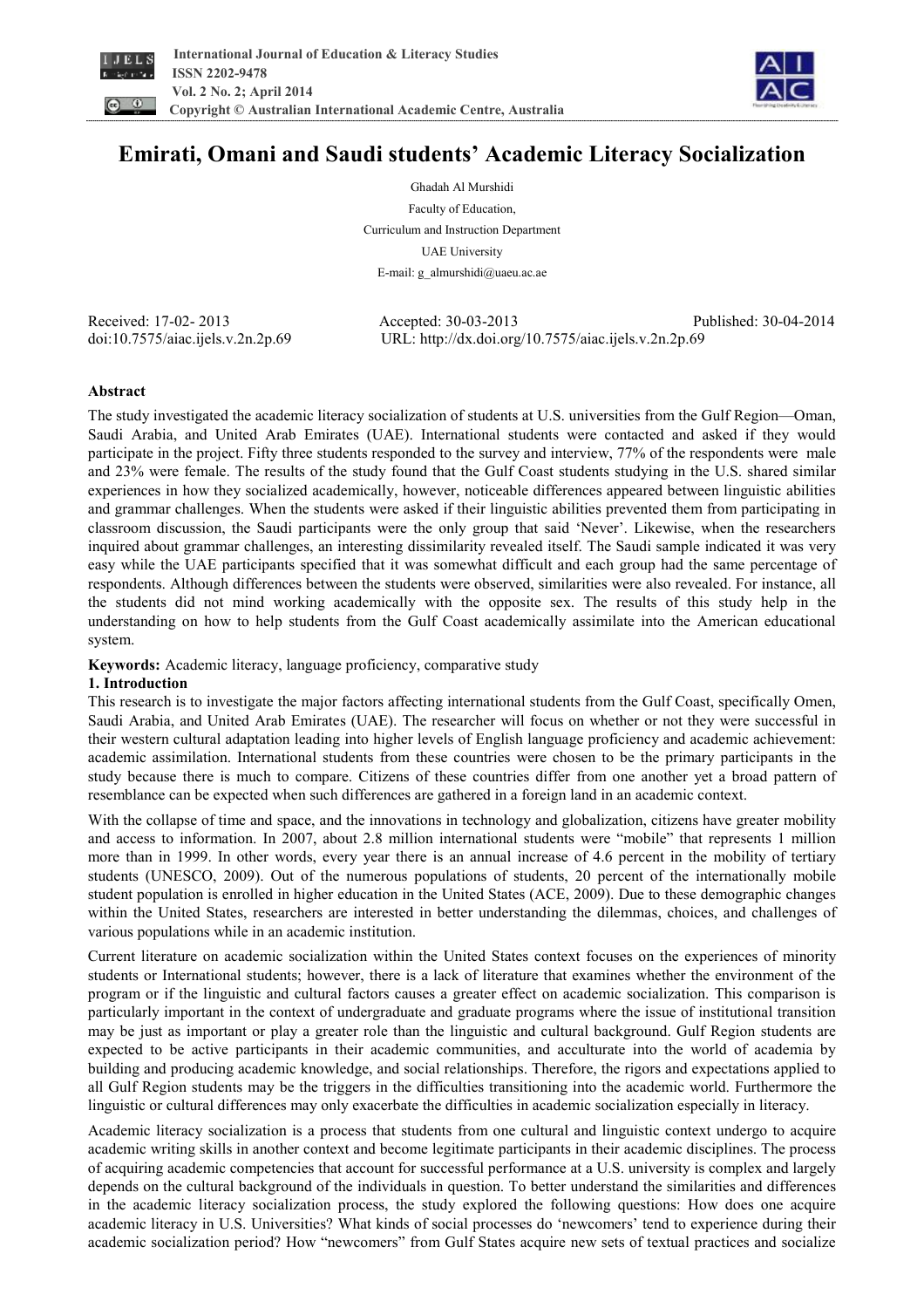# Emirati, Omani and Saudi students' Academic Literacy Socialization

Ghadah Al Murshidi

Faculty of Education,

Curriculum and Instruction Department

UAE University

E-mail: g_almurshidi@uaeu.ac.ae

Received: 17-02- 2013    Accepted: 30-03-2013    Published: 30-04-2014

doi:10.7575/aiac.ijels.v.2n.2p.69    URL: http://dx.doi.org/10.7575/aiac.ijels.v.2n.2p.69

## Abstract

The study investigated the academic literacy socialization of students at U.S. universities from the Gulf Region—Oman, Saudi Arabia, and United Arab Emirates (UAE). International students were contacted and asked if they would participate in the project. Fifty three students responded to the survey and interview, 77% of the respondents were male and 23% were female. The results of the study found that the Gulf Coast students studying in the U.S. shared similar experiences in how they socialized academically, however, noticeable differences appeared between linguistic abilities and grammar challenges. When the students were asked if their linguistic abilities prevented them from participating in classroom discussion, the Saudi participants were the only group that said 'Never'. Likewise, when the researchers inquired about grammar challenges, an interesting dissimilarity revealed itself. The Saudi sample indicated it was very easy while the UAE participants specified that it was somewhat difficult and each group had the same percentage of respondents. Although differences between the students were observed, similarities were also revealed. For instance, all the students did not mind working academically with the opposite sex. The results of this study help in the understanding on how to help students from the Gulf Coast academically assimilate into the American educational system.

**Keywords:** Academic literacy, language proficiency, comparative study

## 1. Introduction

This research is to investigate the major factors affecting international students from the Gulf Coast, specifically Omen, Saudi Arabia, and United Arab Emirates (UAE). The researcher will focus on whether or not they were successful in their western cultural adaptation leading into higher levels of English language proficiency and academic achievement: academic assimilation. International students from these countries were chosen to be the primary participants in the study because there is much to compare. Citizens of these countries differ from one another yet a broad pattern of resemblance can be expected when such differences are gathered in a foreign land in an academic context.

With the collapse of time and space, and the innovations in technology and globalization, citizens have greater mobility and access to information. In 2007, about 2.8 million international students were "mobile" that represents 1 million more than in 1999. In other words, every year there is an annual increase of 4.6 percent in the mobility of tertiary students (UNESCO, 2009). Out of the numerous populations of students, 20 percent of the internationally mobile student population is enrolled in higher education in the United States (ACE, 2009). Due to these demographic changes within the United States, researchers are interested in better understanding the dilemmas, choices, and challenges of various populations while in an academic institution.

Current literature on academic socialization within the United States context focuses on the experiences of minority students or International students; however, there is a lack of literature that examines whether the environment of the program or if the linguistic and cultural factors causes a greater effect on academic socialization. This comparison is particularly important in the context of undergraduate and graduate programs where the issue of institutional transition may be just as important or play a greater role than the linguistic and cultural background. Gulf Region students are expected to be active participants in their academic communities, and acculturate into the world of academia by building and producing academic knowledge, and social relationships. Therefore, the rigors and expectations applied to all Gulf Region students may be the triggers in the difficulties transitioning into the academic world. Furthermore the linguistic or cultural differences may only exacerbate the difficulties in academic socialization especially in literacy.

Academic literacy socialization is a process that students from one cultural and linguistic context undergo to acquire academic writing skills in another context and become legitimate participants in their academic disciplines. The process of acquiring academic competencies that account for successful performance at a U.S. university is complex and largely depends on the cultural background of the individuals in question. To better understand the similarities and differences in the academic literacy socialization process, the study explored the following questions: How does one acquire academic literacy in U.S. Universities? What kinds of social processes do 'newcomers' tend to experience during their academic socialization period? How "newcomers" from Gulf States acquire new sets of textual practices and socialize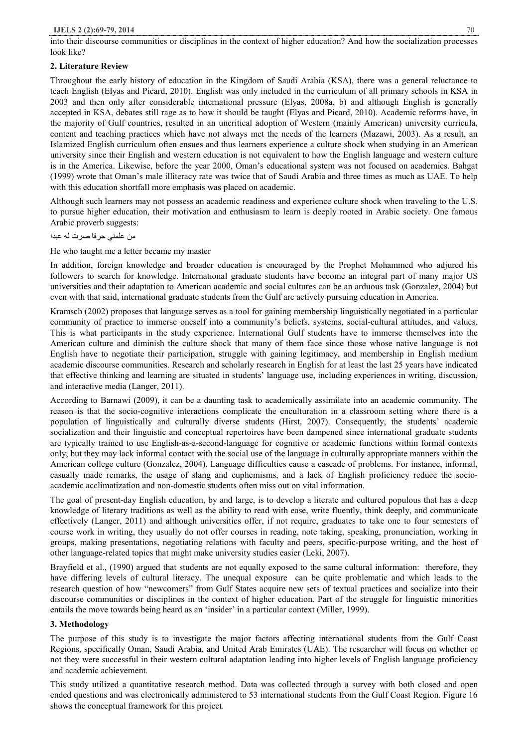into their discourse communities or disciplines in the context of higher education? And how the socialization processes look like?

## 2. Literature Review

Throughout the early history of education in the Kingdom of Saudi Arabia (KSA), there was a general reluctance to teach English (Elyas and Picard, 2010). English was only included in the curriculum of all primary schools in KSA in 2003 and then only after considerable international pressure (Elyas, 2008a, b) and although English is generally accepted in KSA, debates still rage as to how it should be taught (Elyas and Picard, 2010). Academic reforms have, in the majority of Gulf countries, resulted in an uncritical adoption of Western (mainly American) university curricula, content and teaching practices which have not always met the needs of the learners (Mazawi, 2003). As a result, an Islamized English curriculum often ensues and thus learners experience a culture shock when studying in an American university since their English and western education is not equivalent to how the English language and western culture is in the America. Likewise, before the year 2000, Oman's educational system was not focused on academics. Bahgat (1999) wrote that Oman's male illiteracy rate was twice that of Saudi Arabia and three times as much as UAE. To help with this education shortfall more emphasis was placed on academic.

Although such learners may not possess an academic readiness and experience culture shock when traveling to the U.S. to pursue higher education, their motivation and enthusiasm to learn is deeply rooted in Arabic society. One famous Arabic proverb suggests:

من علمني حرفا صرت له عبدا

He who taught me a letter became my master

In addition, foreign knowledge and broader education is encouraged by the Prophet Mohammed who adjured his followers to search for knowledge. International graduate students have become an integral part of many major US universities and their adaptation to American academic and social cultures can be an arduous task (Gonzalez, 2004) but even with that said, international graduate students from the Gulf are actively pursuing education in America.

Kramsch (2002) proposes that language serves as a tool for gaining membership linguistically negotiated in a particular community of practice to immerse oneself into a community's beliefs, systems, social-cultural attitudes, and values. This is what participants in the study experience. International Gulf students have to immerse themselves into the American culture and diminish the culture shock that many of them face since those whose native language is not English have to negotiate their participation, struggle with gaining legitimacy, and membership in English medium academic discourse communities. Research and scholarly research in English for at least the last 25 years have indicated that effective thinking and learning are situated in students' language use, including experiences in writing, discussion, and interactive media (Langer, 2011).

According to Barnawi (2009), it can be a daunting task to academically assimilate into an academic community. The reason is that the socio-cognitive interactions complicate the enculturation in a classroom setting where there is a population of linguistically and culturally diverse students (Hirst, 2007). Consequently, the students' academic socialization and their linguistic and conceptual repertoires have been dampened since international graduate students are typically trained to use English-as-a-second-language for cognitive or academic functions within formal contexts only, but they may lack informal contact with the social use of the language in culturally appropriate manners within the American college culture (Gonzalez, 2004). Language difficulties cause a cascade of problems. For instance, informal, casually made remarks, the usage of slang and euphemisms, and a lack of English proficiency reduce the socio-academic acclimatization and non-domestic students often miss out on vital information.

The goal of present-day English education, by and large, is to develop a literate and cultured populous that has a deep knowledge of literary traditions as well as the ability to read with ease, write fluently, think deeply, and communicate effectively (Langer, 2011) and although universities offer, if not require, graduates to take one to four semesters of course work in writing, they usually do not offer courses in reading, note taking, speaking, pronunciation, working in groups, making presentations, negotiating relations with faculty and peers, specific-purpose writing, and the host of other language-related topics that might make university studies easier (Leki, 2007).

Brayfield et al., (1990) argued that students are not equally exposed to the same cultural information: therefore, they have differing levels of cultural literacy. The unequal exposure can be quite problematic and which leads to the research question of how "newcomers" from Gulf States acquire new sets of textual practices and socialize into their discourse communities or disciplines in the context of higher education. Part of the struggle for linguistic minorities entails the move towards being heard as an 'insider' in a particular context (Miller, 1999).

## 3. Methodology

The purpose of this study is to investigate the major factors affecting international students from the Gulf Coast Regions, specifically Oman, Saudi Arabia, and United Arab Emirates (UAE). The researcher will focus on whether or not they were successful in their western cultural adaptation leading into higher levels of English language proficiency and academic achievement.

This study utilized a quantitative research method. Data was collected through a survey with both closed and open ended questions and was electronically administered to 53 international students from the Gulf Coast Region. Figure 16 shows the conceptual framework for this project.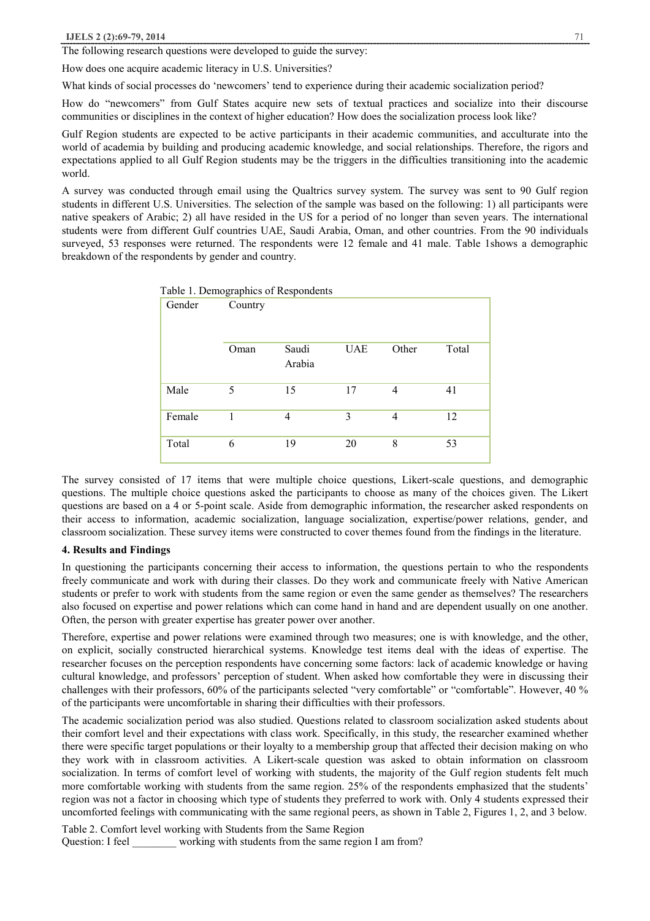The following research questions were developed to guide the survey:

How does one acquire academic literacy in U.S. Universities?

What kinds of social processes do 'newcomers' tend to experience during their academic socialization period?

How do "newcomers" from Gulf States acquire new sets of textual practices and socialize into their discourse communities or disciplines in the context of higher education? How does the socialization process look like?

Gulf Region students are expected to be active participants in their academic communities, and acculturate into the world of academia by building and producing academic knowledge, and social relationships. Therefore, the rigors and expectations applied to all Gulf Region students may be the triggers in the difficulties transitioning into the academic world.

A survey was conducted through email using the Qualtrics survey system. The survey was sent to 90 Gulf region students in different U.S. Universities. The selection of the sample was based on the following: 1) all participants were native speakers of Arabic; 2) all have resided in the US for a period of no longer than seven years. The international students were from different Gulf countries UAE, Saudi Arabia, Oman, and other countries. From the 90 individuals surveyed, 53 responses were returned. The respondents were 12 female and 41 male. Table 1shows a demographic breakdown of the respondents by gender and country.

Table 1. Demographics of Respondents

| Gender | Country | | | | |
|---|---|---|---|---|---|
| | Oman | Saudi Arabia | UAE | Other | Total |
| Male | 5 | 15 | 17 | 4 | 41 |
| Female | 1 | 4 | 3 | 4 | 12 |
| Total | 6 | 19 | 20 | 8 | 53 |

The survey consisted of 17 items that were multiple choice questions, Likert-scale questions, and demographic questions. The multiple choice questions asked the participants to choose as many of the choices given. The Likert questions are based on a 4 or 5-point scale. Aside from demographic information, the researcher asked respondents on their access to information, academic socialization, language socialization, expertise/power relations, gender, and classroom socialization. These survey items were constructed to cover themes found from the findings in the literature.

**4. Results and Findings**

In questioning the participants concerning their access to information, the questions pertain to who the respondents freely communicate and work with during their classes. Do they work and communicate freely with Native American students or prefer to work with students from the same region or even the same gender as themselves? The researchers also focused on expertise and power relations which can come hand in hand and are dependent usually on one another. Often, the person with greater expertise has greater power over another.

Therefore, expertise and power relations were examined through two measures; one is with knowledge, and the other, on explicit, socially constructed hierarchical systems. Knowledge test items deal with the ideas of expertise. The researcher focuses on the perception respondents have concerning some factors: lack of academic knowledge or having cultural knowledge, and professors' perception of student. When asked how comfortable they were in discussing their challenges with their professors, 60% of the participants selected "very comfortable" or "comfortable". However, 40 % of the participants were uncomfortable in sharing their difficulties with their professors.

The academic socialization period was also studied. Questions related to classroom socialization asked students about their comfort level and their expectations with class work. Specifically, in this study, the researcher examined whether there were specific target populations or their loyalty to a membership group that affected their decision making on who they work with in classroom activities. A Likert-scale question was asked to obtain information on classroom socialization. In terms of comfort level of working with students, the majority of the Gulf region students felt much more comfortable working with students from the same region. 25% of the respondents emphasized that the students' region was not a factor in choosing which type of students they preferred to work with. Only 4 students expressed their uncomforted feelings with communicating with the same regional peers, as shown in Table 2, Figures 1, 2, and 3 below.

Table 2. Comfort level working with Students from the Same Region

Question: I feel ________ working with students from the same region I am from?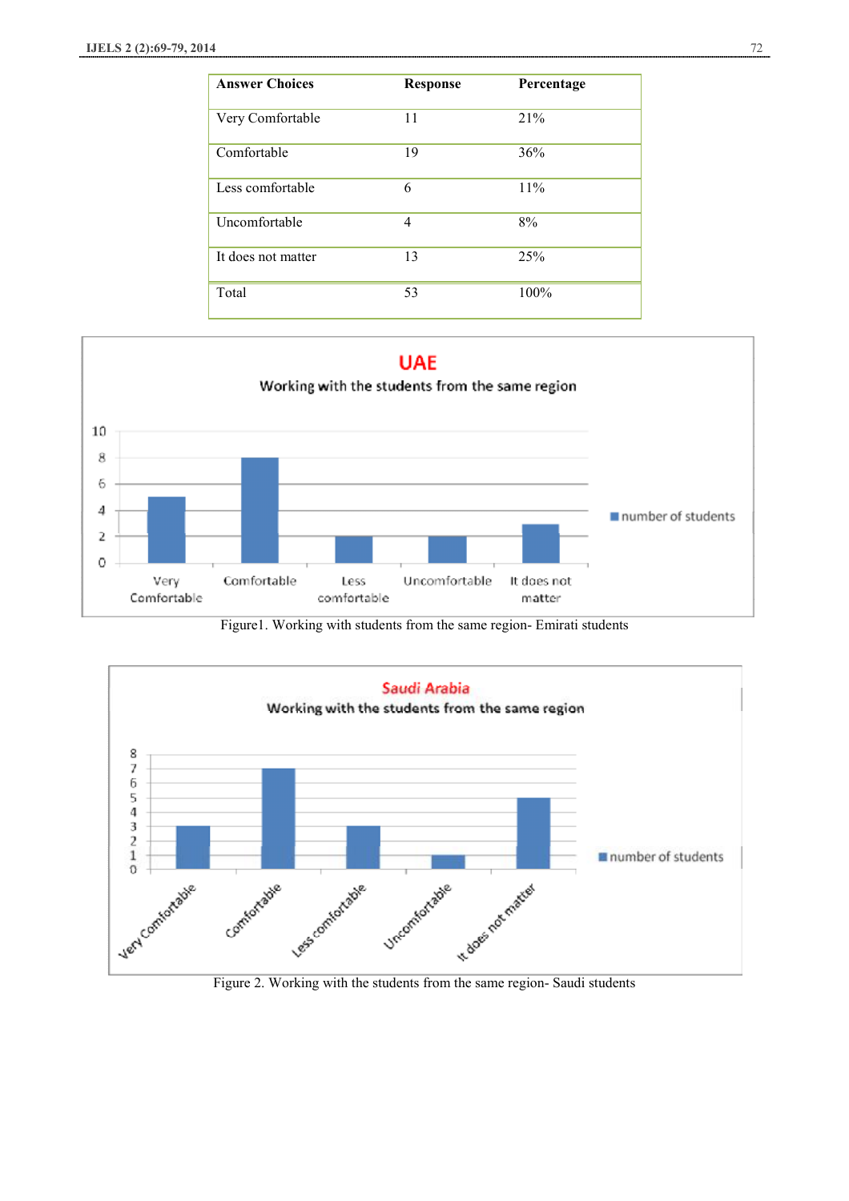| Answer Choices | Response | Percentage |
|---|---|---|
| Very Comfortable | 11 | 21% |
| Comfortable | 19 | 36% |
| Less comfortable | 6 | 11% |
| Uncomfortable | 4 | 8% |
| It does not matter | 13 | 25% |
| Total | 53 | 100% |

Figure1. Working with students from the same region- Emirati students

Figure 2. Working with the students from the same region- Saudi students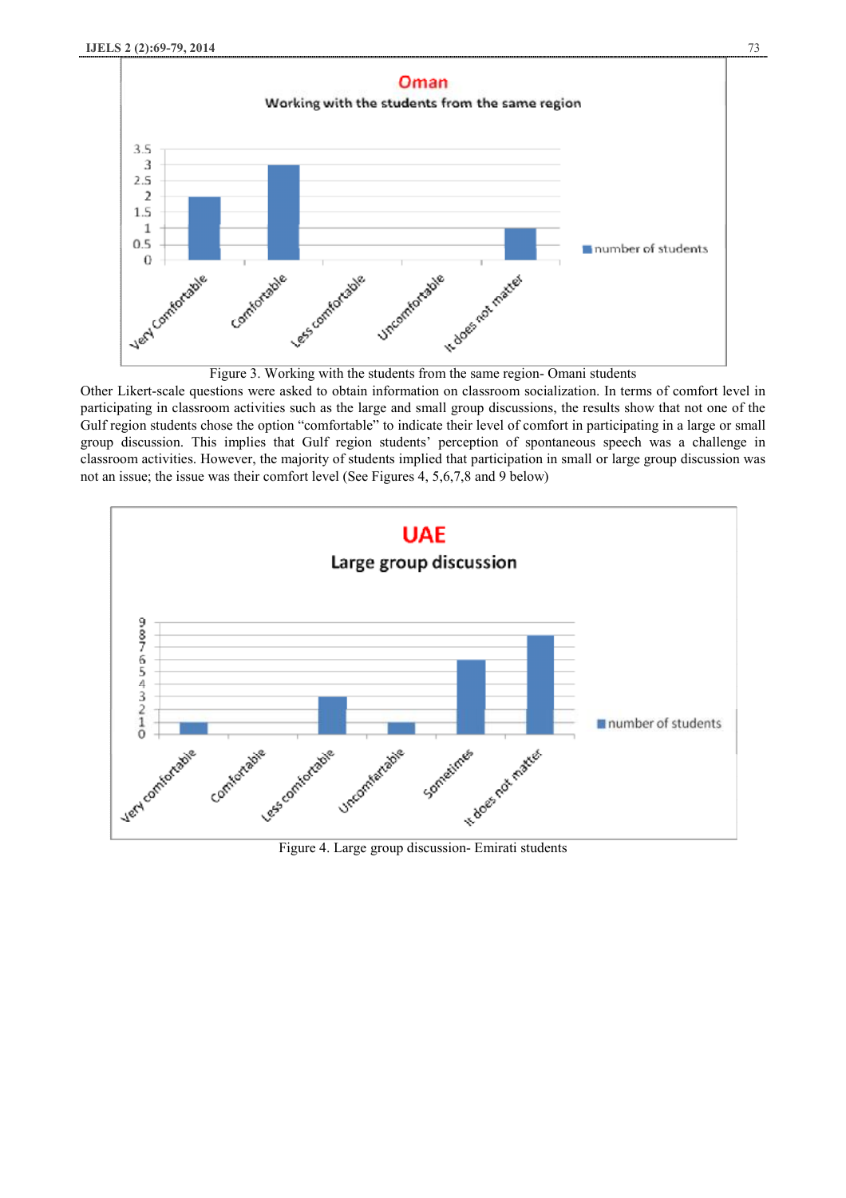Figure 3. Working with the students from the same region- Omani students

Other Likert-scale questions were asked to obtain information on classroom socialization. In terms of comfort level in participating in classroom activities such as the large and small group discussions, the results show that not one of the Gulf region students chose the option "comfortable" to indicate their level of comfort in participating in a large or small group discussion. This implies that Gulf region students' perception of spontaneous speech was a challenge in classroom activities. However, the majority of students implied that participation in small or large group discussion was not an issue; the issue was their comfort level (See Figures 4, 5,6,7,8 and 9 below)

Figure 4. Large group discussion- Emirati students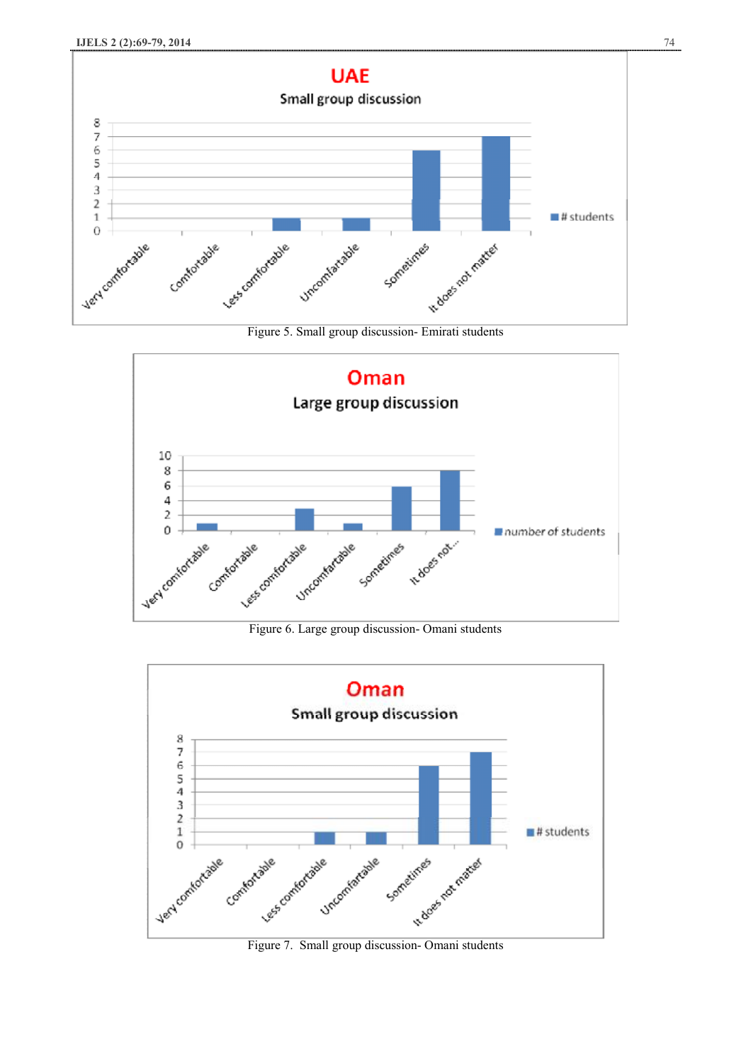Figure 5. Small group discussion- Emirati students

Figure 6. Large group discussion- Omani students

Figure 7. Small group discussion- Omani students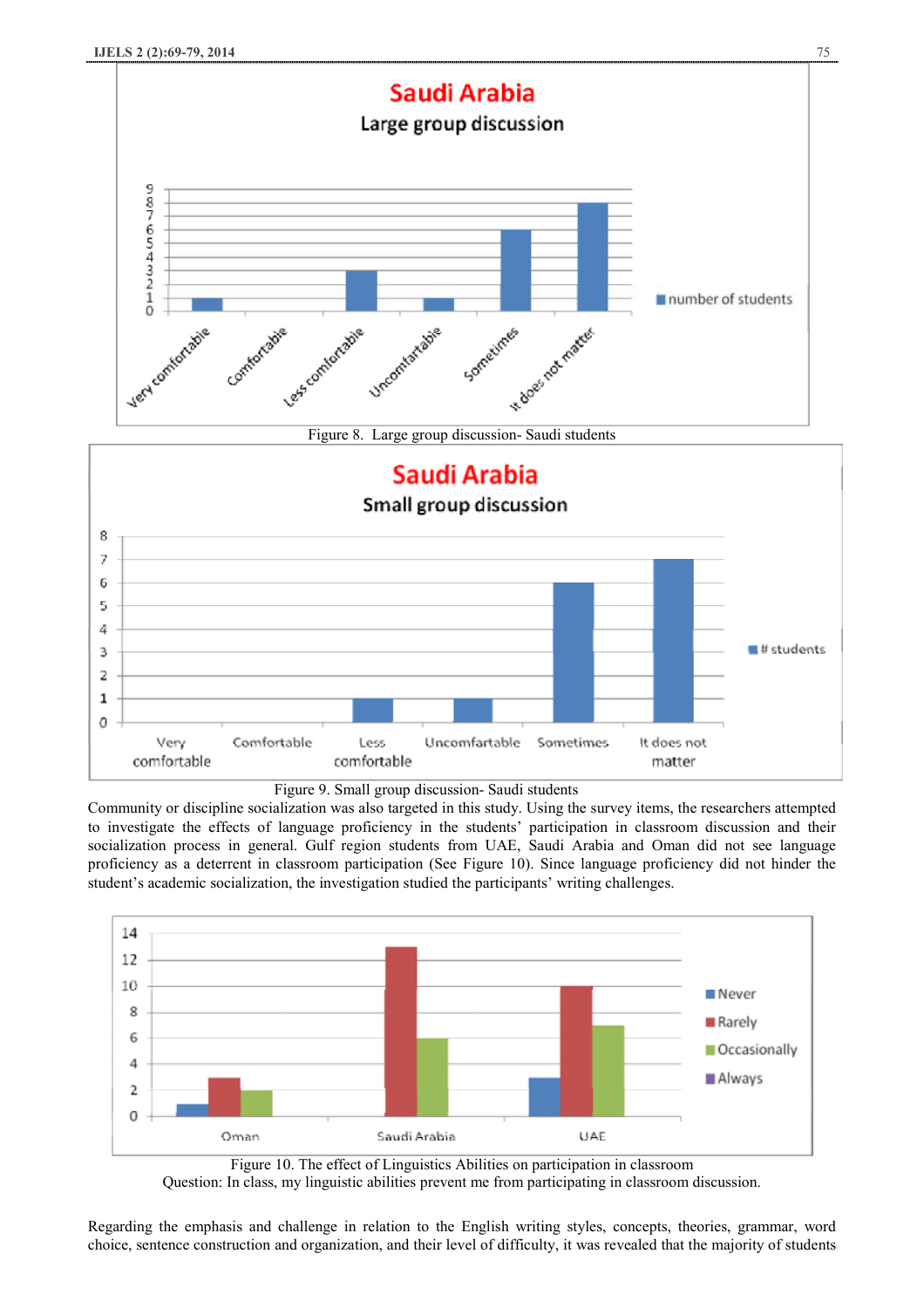Figure 8. Large group discussion- Saudi students

Figure 9. Small group discussion- Saudi students

Community or discipline socialization was also targeted in this study. Using the survey items, the researchers attempted to investigate the effects of language proficiency in the students' participation in classroom discussion and their socialization process in general. Gulf region students from UAE, Saudi Arabia and Oman did not see language proficiency as a deterrent in classroom participation (See Figure 10). Since language proficiency did not hinder the student's academic socialization, the investigation studied the participants' writing challenges.

Figure 10. The effect of Linguistics Abilities on participation in classroom
Question: In class, my linguistic abilities prevent me from participating in classroom discussion.

Regarding the emphasis and challenge in relation to the English writing styles, concepts, theories, grammar, word choice, sentence construction and organization, and their level of difficulty, it was revealed that the majority of students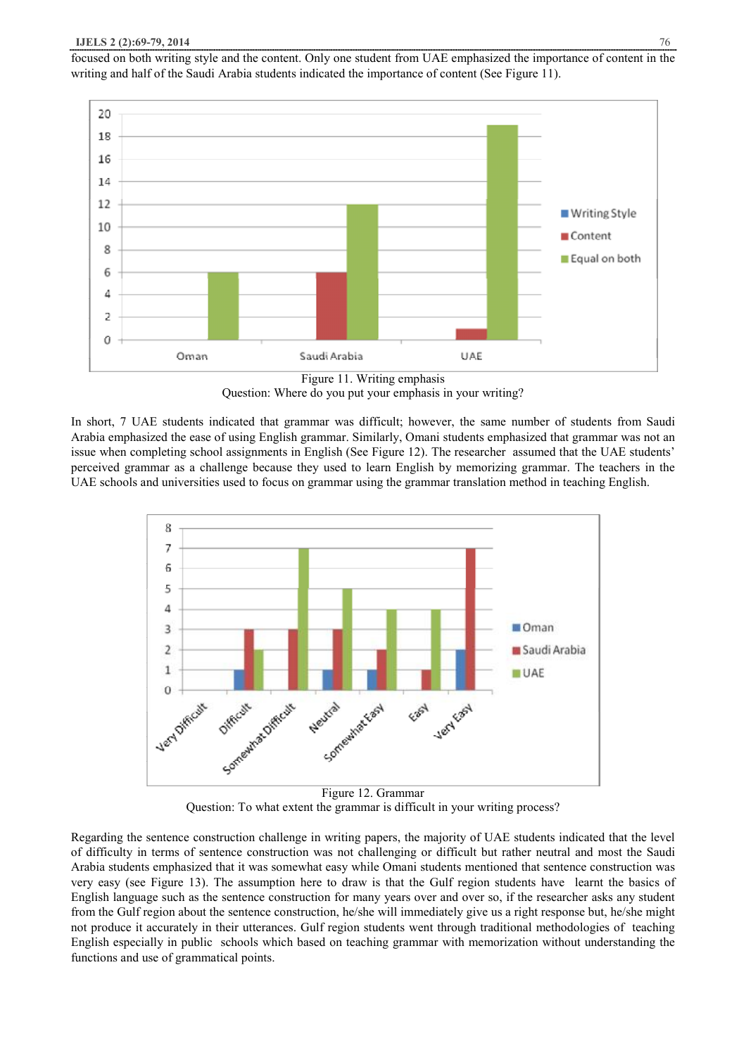focused on both writing style and the content. Only one student from UAE emphasized the importance of content in the writing and half of the Saudi Arabia students indicated the importance of content (See Figure 11).

Figure 11. Writing emphasis

Question: Where do you put your emphasis in your writing?

In short, 7 UAE students indicated that grammar was difficult; however, the same number of students from Saudi Arabia emphasized the ease of using English grammar. Similarly, Omani students emphasized that grammar was not an issue when completing school assignments in English (See Figure 12). The researcher assumed that the UAE students' perceived grammar as a challenge because they used to learn English by memorizing grammar. The teachers in the UAE schools and universities used to focus on grammar using the grammar translation method in teaching English.

Figure 12. Grammar

Question: To what extent the grammar is difficult in your writing process?

Regarding the sentence construction challenge in writing papers, the majority of UAE students indicated that the level of difficulty in terms of sentence construction was not challenging or difficult but rather neutral and most the Saudi Arabia students emphasized that it was somewhat easy while Omani students mentioned that sentence construction was very easy (see Figure 13). The assumption here to draw is that the Gulf region students have learnt the basics of English language such as the sentence construction for many years over and over so, if the researcher asks any student from the Gulf region about the sentence construction, he/she will immediately give us a right response but, he/she might not produce it accurately in their utterances. Gulf region students went through traditional methodologies of teaching English especially in public schools which based on teaching grammar with memorization without understanding the functions and use of grammatical points.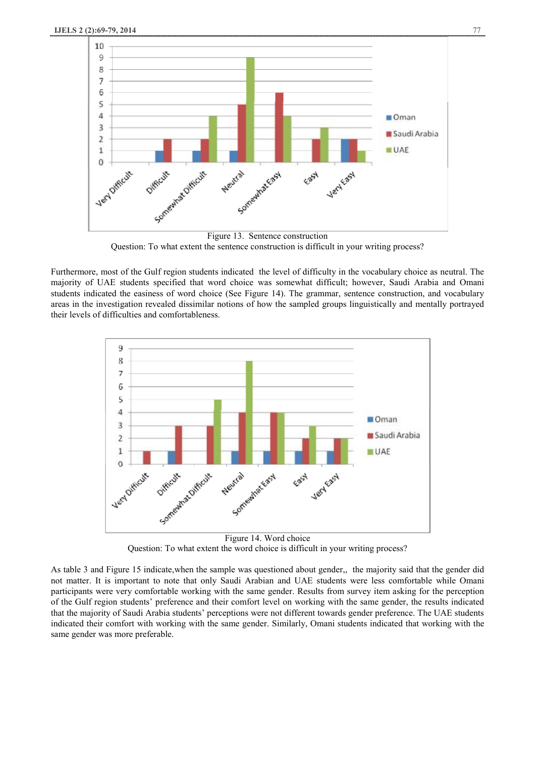Figure 13. Sentence construction

Question: To what extent the sentence construction is difficult in your writing process?

Furthermore, most of the Gulf region students indicated the level of difficulty in the vocabulary choice as neutral. The majority of UAE students specified that word choice was somewhat difficult; however, Saudi Arabia and Omani students indicated the easiness of word choice (See Figure 14). The grammar, sentence construction, and vocabulary areas in the investigation revealed dissimilar notions of how the sampled groups linguistically and mentally portrayed their levels of difficulties and comfortableness.

Figure 14. Word choice

Question: To what extent the word choice is difficult in your writing process?

As table 3 and Figure 15 indicate,when the sample was questioned about gender,, the majority said that the gender did not matter. It is important to note that only Saudi Arabian and UAE students were less comfortable while Omani participants were very comfortable working with the same gender. Results from survey item asking for the perception of the Gulf region students' preference and their comfort level on working with the same gender, the results indicated that the majority of Saudi Arabia students' perceptions were not different towards gender preference. The UAE students indicated their comfort with working with the same gender. Similarly, Omani students indicated that working with the same gender was more preferable.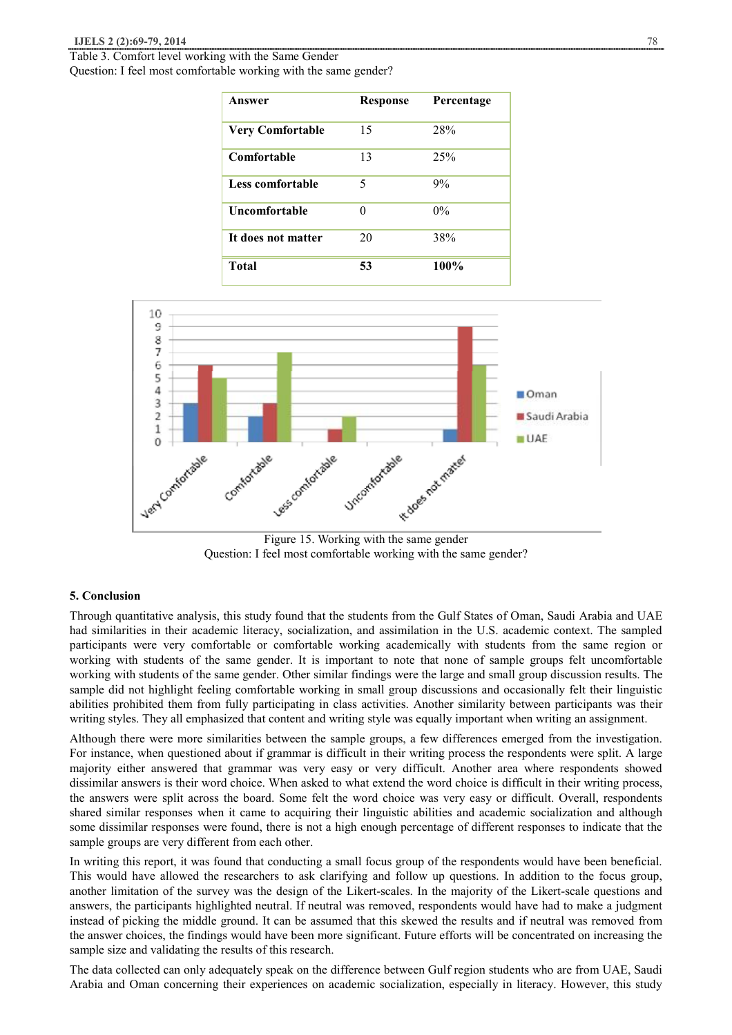Table 3. Comfort level working with the Same Gender
Question: I feel most comfortable working with the same gender?

| Answer | Response | Percentage |
|---|---|---|
| **Very Comfortable** | 15 | 28% |
| **Comfortable** | 13 | 25% |
| **Less comfortable** | 5 | 9% |
| **Uncomfortable** | 0 | 0% |
| **It does not matter** | 20 | 38% |
| **Total** | **53** | **100%** |

Figure 15. Working with the same gender
Question: I feel most comfortable working with the same gender?

## 5. Conclusion

Through quantitative analysis, this study found that the students from the Gulf States of Oman, Saudi Arabia and UAE had similarities in their academic literacy, socialization, and assimilation in the U.S. academic context. The sampled participants were very comfortable or comfortable working academically with students from the same region or working with students of the same gender. It is important to note that none of sample groups felt uncomfortable working with students of the same gender. Other similar findings were the large and small group discussion results. The sample did not highlight feeling comfortable working in small group discussions and occasionally felt their linguistic abilities prohibited them from fully participating in class activities. Another similarity between participants was their writing styles. They all emphasized that content and writing style was equally important when writing an assignment.

Although there were more similarities between the sample groups, a few differences emerged from the investigation. For instance, when questioned about if grammar is difficult in their writing process the respondents were split. A large majority either answered that grammar was very easy or very difficult. Another area where respondents showed dissimilar answers is their word choice. When asked to what extend the word choice is difficult in their writing process, the answers were split across the board. Some felt the word choice was very easy or difficult. Overall, respondents shared similar responses when it came to acquiring their linguistic abilities and academic socialization and although some dissimilar responses were found, there is not a high enough percentage of different responses to indicate that the sample groups are very different from each other.

In writing this report, it was found that conducting a small focus group of the respondents would have been beneficial. This would have allowed the researchers to ask clarifying and follow up questions. In addition to the focus group, another limitation of the survey was the design of the Likert-scales. In the majority of the Likert-scale questions and answers, the participants highlighted neutral. If neutral was removed, respondents would have had to make a judgment instead of picking the middle ground. It can be assumed that this skewed the results and if neutral was removed from the answer choices, the findings would have been more significant. Future efforts will be concentrated on increasing the sample size and validating the results of this research.

The data collected can only adequately speak on the difference between Gulf region students who are from UAE, Saudi Arabia and Oman concerning their experiences on academic socialization, especially in literacy. However, this study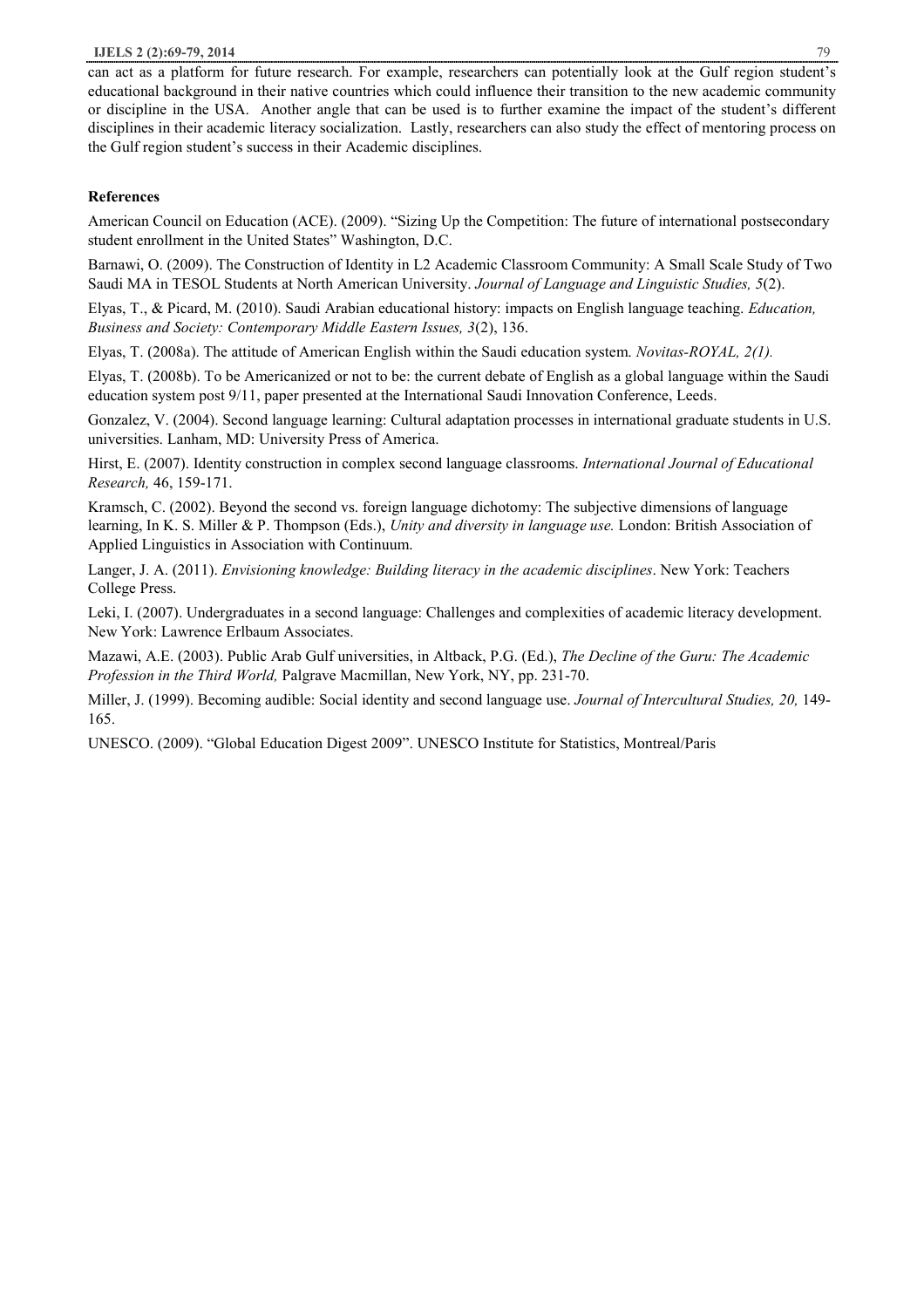can act as a platform for future research. For example, researchers can potentially look at the Gulf region student's educational background in their native countries which could influence their transition to the new academic community or discipline in the USA. Another angle that can be used is to further examine the impact of the student's different disciplines in their academic literacy socialization. Lastly, researchers can also study the effect of mentoring process on the Gulf region student's success in their Academic disciplines.

**References**

American Council on Education (ACE). (2009). "Sizing Up the Competition: The future of international postsecondary student enrollment in the United States" Washington, D.C.

Barnawi, O. (2009). The Construction of Identity in L2 Academic Classroom Community: A Small Scale Study of Two Saudi MA in TESOL Students at North American University. *Journal of Language and Linguistic Studies, 5*(2).

Elyas, T., & Picard, M. (2010). Saudi Arabian educational history: impacts on English language teaching. *Education, Business and Society: Contemporary Middle Eastern Issues, 3*(2), 136.

Elyas, T. (2008a). The attitude of American English within the Saudi education system. *Novitas-ROYAL, 2(1).*

Elyas, T. (2008b). To be Americanized or not to be: the current debate of English as a global language within the Saudi education system post 9/11, paper presented at the International Saudi Innovation Conference, Leeds.

Gonzalez, V. (2004). Second language learning: Cultural adaptation processes in international graduate students in U.S. universities. Lanham, MD: University Press of America.

Hirst, E. (2007). Identity construction in complex second language classrooms. *International Journal of Educational Research,* 46, 159-171.

Kramsch, C. (2002). Beyond the second vs. foreign language dichotomy: The subjective dimensions of language learning, In K. S. Miller & P. Thompson (Eds.), *Unity and diversity in language use.* London: British Association of Applied Linguistics in Association with Continuum.

Langer, J. A. (2011). *Envisioning knowledge: Building literacy in the academic disciplines*. New York: Teachers College Press.

Leki, I. (2007). Undergraduates in a second language: Challenges and complexities of academic literacy development. New York: Lawrence Erlbaum Associates.

Mazawi, A.E. (2003). Public Arab Gulf universities, in Altback, P.G. (Ed.), *The Decline of the Guru: The Academic Profession in the Third World,* Palgrave Macmillan, New York, NY, pp. 231-70.

Miller, J. (1999). Becoming audible: Social identity and second language use. *Journal of Intercultural Studies, 20,* 149-165.

UNESCO. (2009). "Global Education Digest 2009". UNESCO Institute for Statistics, Montreal/Paris